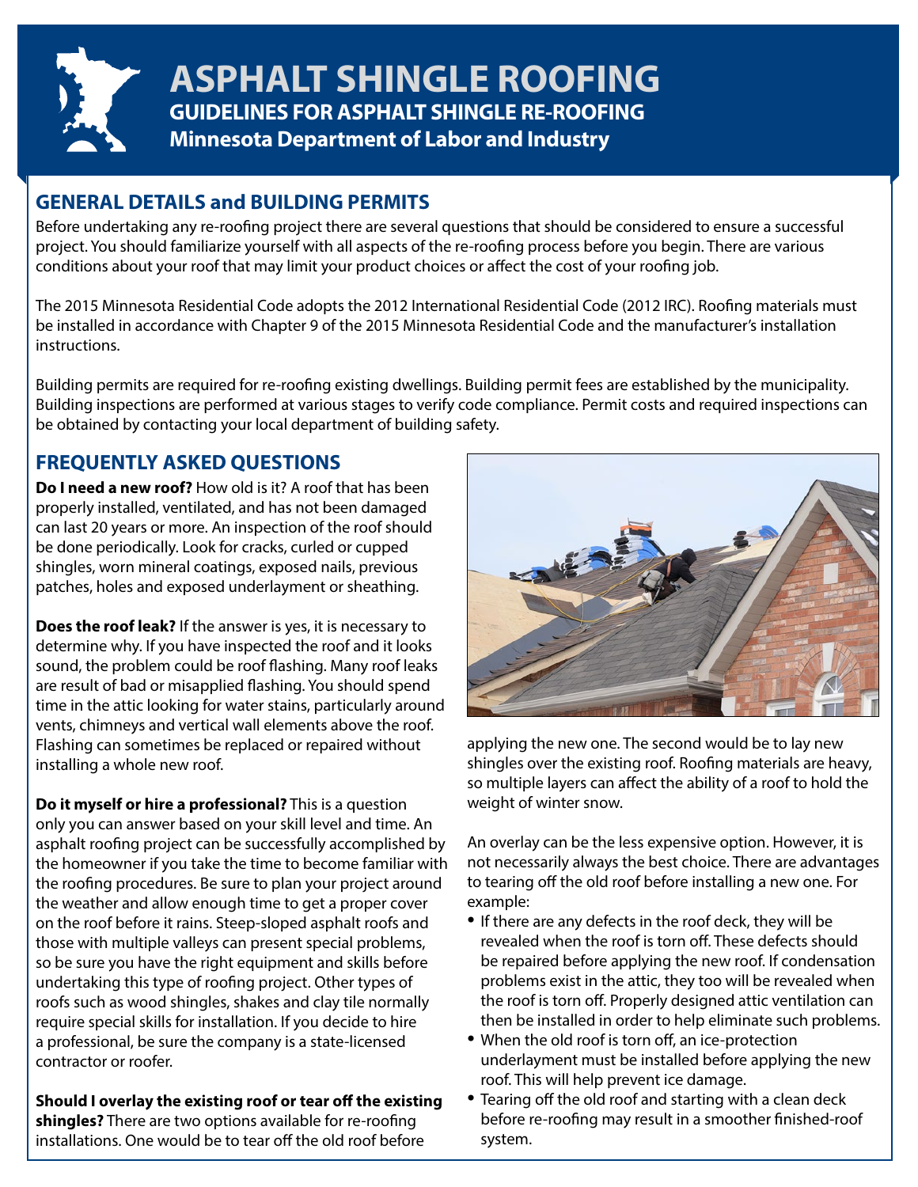# ASPHALT SHINGLE ROOFING

## GUIDELINES FOR ASPHALT SHINGLE RE-ROOFING

**Minnesota Department of Labor and Industry**

## GENERAL DETAILS and BUILDING PERMITS

Before undertaking any re-roofing project there are several questions that should be considered to ensure a successful project. You should familiarize yourself with all aspects of the re-roofing process before you begin. There are various conditions about your roof that may limit your product choices or affect the cost of your roofing job.

The 2015 Minnesota Residential Code adopts the 2012 International Residential Code (2012 IRC). Roofing materials must be installed in accordance with Chapter 9 of the 2015 Minnesota Residential Code and the manufacturer's installation instructions.

Building permits are required for re-roofing existing dwellings. Building permit fees are established by the municipality. Building inspections are performed at various stages to verify code compliance. Permit costs and required inspections can be obtained by contacting your local department of building safety.

## FREQUENTLY ASKED QUESTIONS

**Do I need a new roof?** How old is it? A roof that has been properly installed, ventilated, and has not been damaged can last 20 years or more. An inspection of the roof should be done periodically. Look for cracks, curled or cupped shingles, worn mineral coatings, exposed nails, previous patches, holes and exposed underlayment or sheathing.

**Does the roof leak?** If the answer is yes, it is necessary to determine why. If you have inspected the roof and it looks sound, the problem could be roof flashing. Many roof leaks are result of bad or misapplied flashing. You should spend time in the attic looking for water stains, particularly around vents, chimneys and vertical wall elements above the roof. Flashing can sometimes be replaced or repaired without installing a whole new roof.

**Do it myself or hire a professional?** This is a question only you can answer based on your skill level and time. An asphalt roofing project can be successfully accomplished by the homeowner if you take the time to become familiar with the roofing procedures. Be sure to plan your project around the weather and allow enough time to get a proper cover on the roof before it rains. Steep-sloped asphalt roofs and those with multiple valleys can present special problems, so be sure you have the right equipment and skills before undertaking this type of roofing project. Other types of roofs such as wood shingles, shakes and clay tile normally require special skills for installation. If you decide to hire a professional, be sure the company is a state-licensed contractor or roofer.

**Should I overlay the existing roof or tear off the existing shingles?** There are two options available for re-roofing installations. One would be to tear off the old roof before applying the new one. The second would be to lay new shingles over the existing roof. Roofing materials are heavy, so multiple layers can affect the ability of a roof to hold the weight of winter snow.

An overlay can be the less expensive option. However, it is not necessarily always the best choice. There are advantages to tearing off the old roof before installing a new one. For example:

- If there are any defects in the roof deck, they will be revealed when the roof is torn off. These defects should be repaired before applying the new roof. If condensation problems exist in the attic, they too will be revealed when the roof is torn off. Properly designed attic ventilation can then be installed in order to help eliminate such problems.
- When the old roof is torn off, an ice-protection underlayment must be installed before applying the new roof. This will help prevent ice damage.
- Tearing off the old roof and starting with a clean deck before re-roofing may result in a smoother finished-roof system.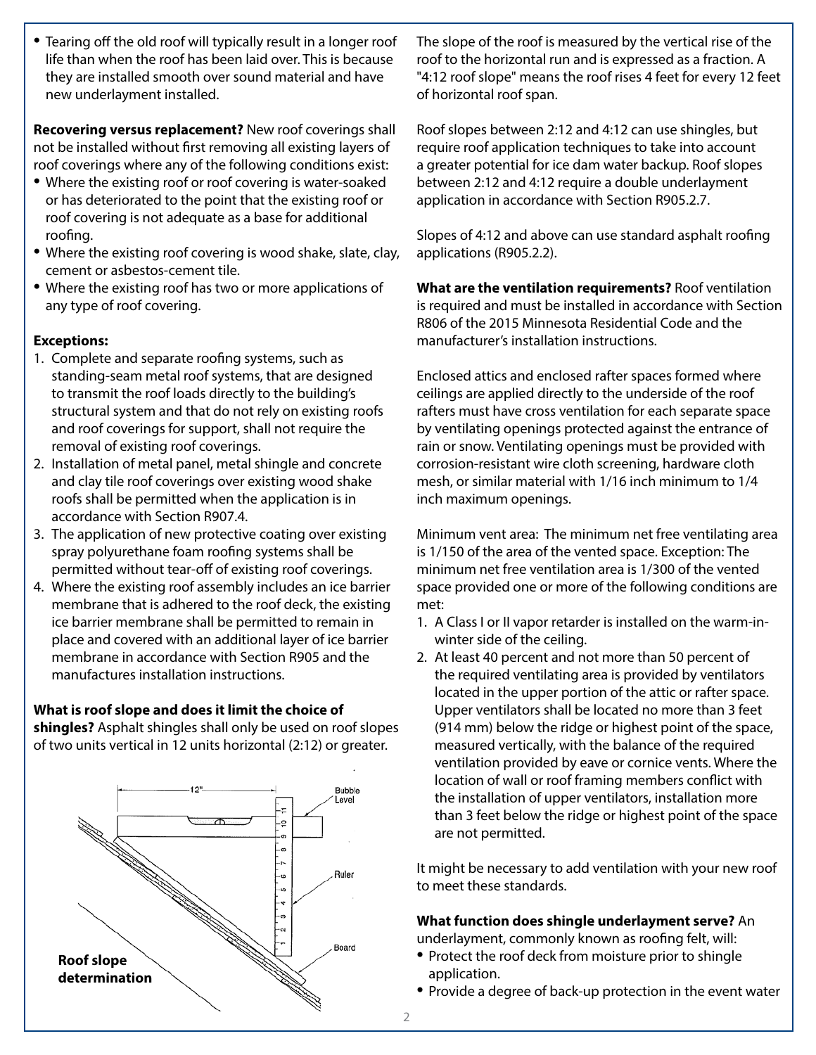- Tearing off the old roof will typically result in a longer roof life than when the roof has been laid over. This is because they are installed smooth over sound material and have new underlayment installed.

**Recovering versus replacement?** New roof coverings shall not be installed without first removing all existing layers of roof coverings where any of the following conditions exist:

- Where the existing roof or roof covering is water-soaked or has deteriorated to the point that the existing roof or roof covering is not adequate as a base for additional roofing.
- Where the existing roof covering is wood shake, slate, clay, cement or asbestos-cement tile.
- Where the existing roof has two or more applications of any type of roof covering.

**Exceptions:**

1. Complete and separate roofing systems, such as standing-seam metal roof systems, that are designed to transmit the roof loads directly to the building's structural system and that do not rely on existing roofs and roof coverings for support, shall not require the removal of existing roof coverings.
2. Installation of metal panel, metal shingle and concrete and clay tile roof coverings over existing wood shake roofs shall be permitted when the application is in accordance with Section R907.4.
3. The application of new protective coating over existing spray polyurethane foam roofing systems shall be permitted without tear-off of existing roof coverings.
4. Where the existing roof assembly includes an ice barrier membrane that is adhered to the roof deck, the existing ice barrier membrane shall be permitted to remain in place and covered with an additional layer of ice barrier membrane in accordance with Section R905 and the manufactures installation instructions.

**What is roof slope and does it limit the choice of shingles?** Asphalt shingles shall only be used on roof slopes of two units vertical in 12 units horizontal (2:12) or greater.

12" | Bubble Level | Ruler | Board

**Roof slope determination**

The slope of the roof is measured by the vertical rise of the roof to the horizontal run and is expressed as a fraction. A "4:12 roof slope" means the roof rises 4 feet for every 12 feet of horizontal roof span.

Roof slopes between 2:12 and 4:12 can use shingles, but require roof application techniques to take into account a greater potential for ice dam water backup. Roof slopes between 2:12 and 4:12 require a double underlayment application in accordance with Section R905.2.7.

Slopes of 4:12 and above can use standard asphalt roofing applications (R905.2.2).

**What are the ventilation requirements?** Roof ventilation is required and must be installed in accordance with Section R806 of the 2015 Minnesota Residential Code and the manufacturer's installation instructions.

Enclosed attics and enclosed rafter spaces formed where ceilings are applied directly to the underside of the roof rafters must have cross ventilation for each separate space by ventilating openings protected against the entrance of rain or snow. Ventilating openings must be provided with corrosion-resistant wire cloth screening, hardware cloth mesh, or similar material with 1/16 inch minimum to 1/4 inch maximum openings.

Minimum vent area: The minimum net free ventilating area is 1/150 of the area of the vented space. Exception: The minimum net free ventilation area is 1/300 of the vented space provided one or more of the following conditions are met:

1. A Class I or II vapor retarder is installed on the warm-in-winter side of the ceiling.
2. At least 40 percent and not more than 50 percent of the required ventilating area is provided by ventilators located in the upper portion of the attic or rafter space. Upper ventilators shall be located no more than 3 feet (914 mm) below the ridge or highest point of the space, measured vertically, with the balance of the required ventilation provided by eave or cornice vents. Where the location of wall or roof framing members conflict with the installation of upper ventilators, installation more than 3 feet below the ridge or highest point of the space are not permitted.

It might be necessary to add ventilation with your new roof to meet these standards.

**What function does shingle underlayment serve?** An underlayment, commonly known as roofing felt, will:

- Protect the roof deck from moisture prior to shingle application.
- Provide a degree of back-up protection in the event water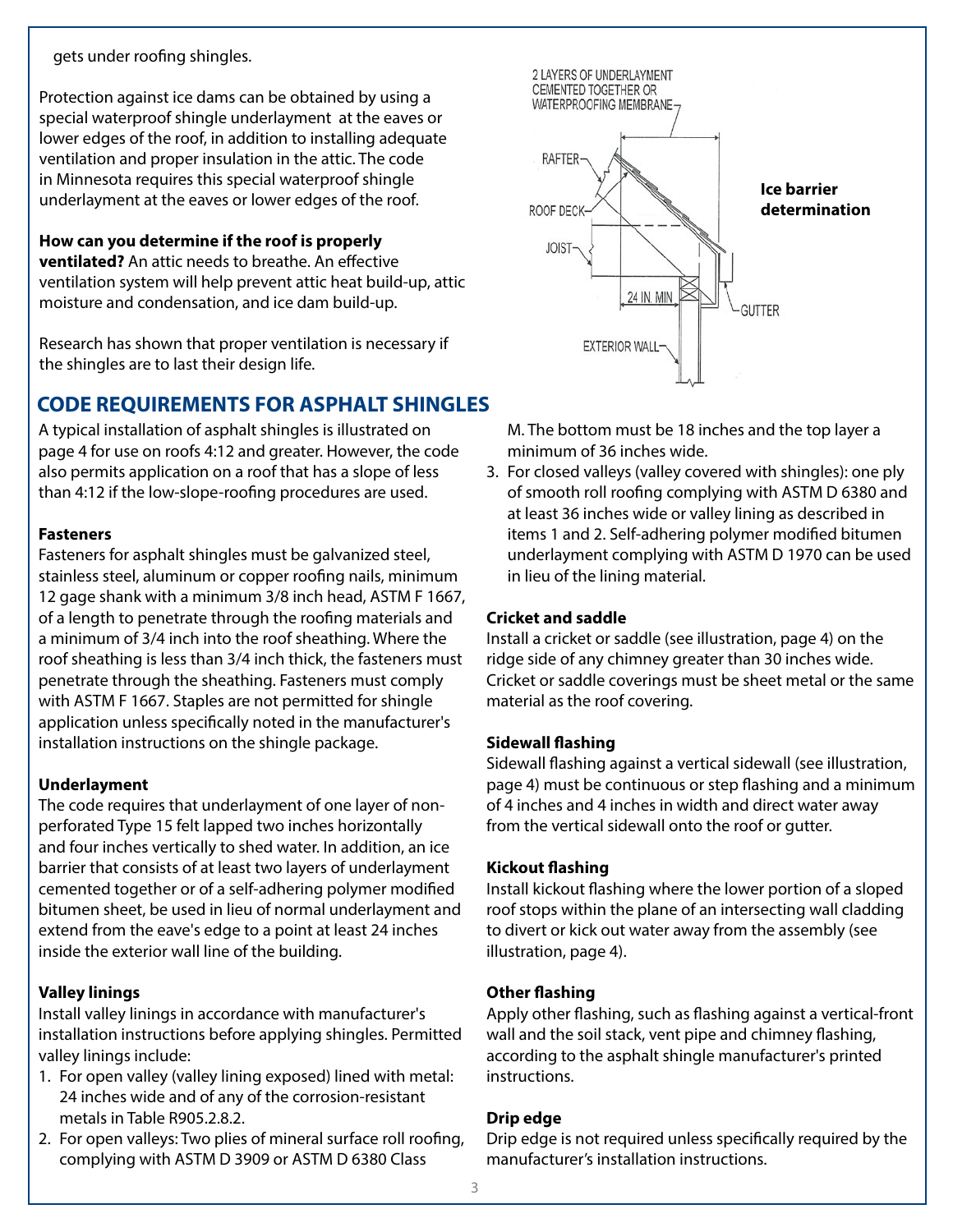gets under roofing shingles.

Protection against ice dams can be obtained by using a special waterproof shingle underlayment at the eaves or lower edges of the roof, in addition to installing adequate ventilation and proper insulation in the attic. The code in Minnesota requires this special waterproof shingle underlayment at the eaves or lower edges of the roof.

**How can you determine if the roof is properly ventilated?** An attic needs to breathe. An effective ventilation system will help prevent attic heat build-up, attic moisture and condensation, and ice dam build-up.

Research has shown that proper ventilation is necessary if the shingles are to last their design life.

## CODE REQUIREMENTS FOR ASPHALT SHINGLES

A typical installation of asphalt shingles is illustrated on page 4 for use on roofs 4:12 and greater. However, the code also permits application on a roof that has a slope of less than 4:12 if the low-slope-roofing procedures are used.

### Fasteners

Fasteners for asphalt shingles must be galvanized steel, stainless steel, aluminum or copper roofing nails, minimum 12 gage shank with a minimum 3/8 inch head, ASTM F 1667, of a length to penetrate through the roofing materials and a minimum of 3/4 inch into the roof sheathing. Where the roof sheathing is less than 3/4 inch thick, the fasteners must penetrate through the sheathing. Fasteners must comply with ASTM F 1667. Staples are not permitted for shingle application unless specifically noted in the manufacturer's installation instructions on the shingle package.

### Underlayment

The code requires that underlayment of one layer of non-perforated Type 15 felt lapped two inches horizontally and four inches vertically to shed water. In addition, an ice barrier that consists of at least two layers of underlayment cemented together or of a self-adhering polymer modified bitumen sheet, be used in lieu of normal underlayment and extend from the eave's edge to a point at least 24 inches inside the exterior wall line of the building.

### Valley linings

Install valley linings in accordance with manufacturer's installation instructions before applying shingles. Permitted valley linings include:

1. For open valley (valley lining exposed) lined with metal: 24 inches wide and of any of the corrosion-resistant metals in Table R905.2.8.2.
2. For open valleys: Two plies of mineral surface roll roofing, complying with ASTM D 3909 or ASTM D 6380 Class M. The bottom must be 18 inches and the top layer a minimum of 36 inches wide.
3. For closed valleys (valley covered with shingles): one ply of smooth roll roofing complying with ASTM D 6380 and at least 36 inches wide or valley lining as described in items 1 and 2. Self-adhering polymer modified bitumen underlayment complying with ASTM D 1970 can be used in lieu of the lining material.

2 LAYERS OF UNDERLAYMENT CEMENTED TOGETHER OR WATERPROOFING MEMBRANE; RAFTER; ROOF DECK; JOIST; 24 IN. MIN; GUTTER; EXTERIOR WALL

**Ice barrier determination**

### Cricket and saddle

Install a cricket or saddle (see illustration, page 4) on the ridge side of any chimney greater than 30 inches wide. Cricket or saddle coverings must be sheet metal or the same material as the roof covering.

### Sidewall flashing

Sidewall flashing against a vertical sidewall (see illustration, page 4) must be continuous or step flashing and a minimum of 4 inches and 4 inches in width and direct water away from the vertical sidewall onto the roof or gutter.

### Kickout flashing

Install kickout flashing where the lower portion of a sloped roof stops within the plane of an intersecting wall cladding to divert or kick out water away from the assembly (see illustration, page 4).

### Other flashing

Apply other flashing, such as flashing against a vertical-front wall and the soil stack, vent pipe and chimney flashing, according to the asphalt shingle manufacturer's printed instructions.

### Drip edge

Drip edge is not required unless specifically required by the manufacturer's installation instructions.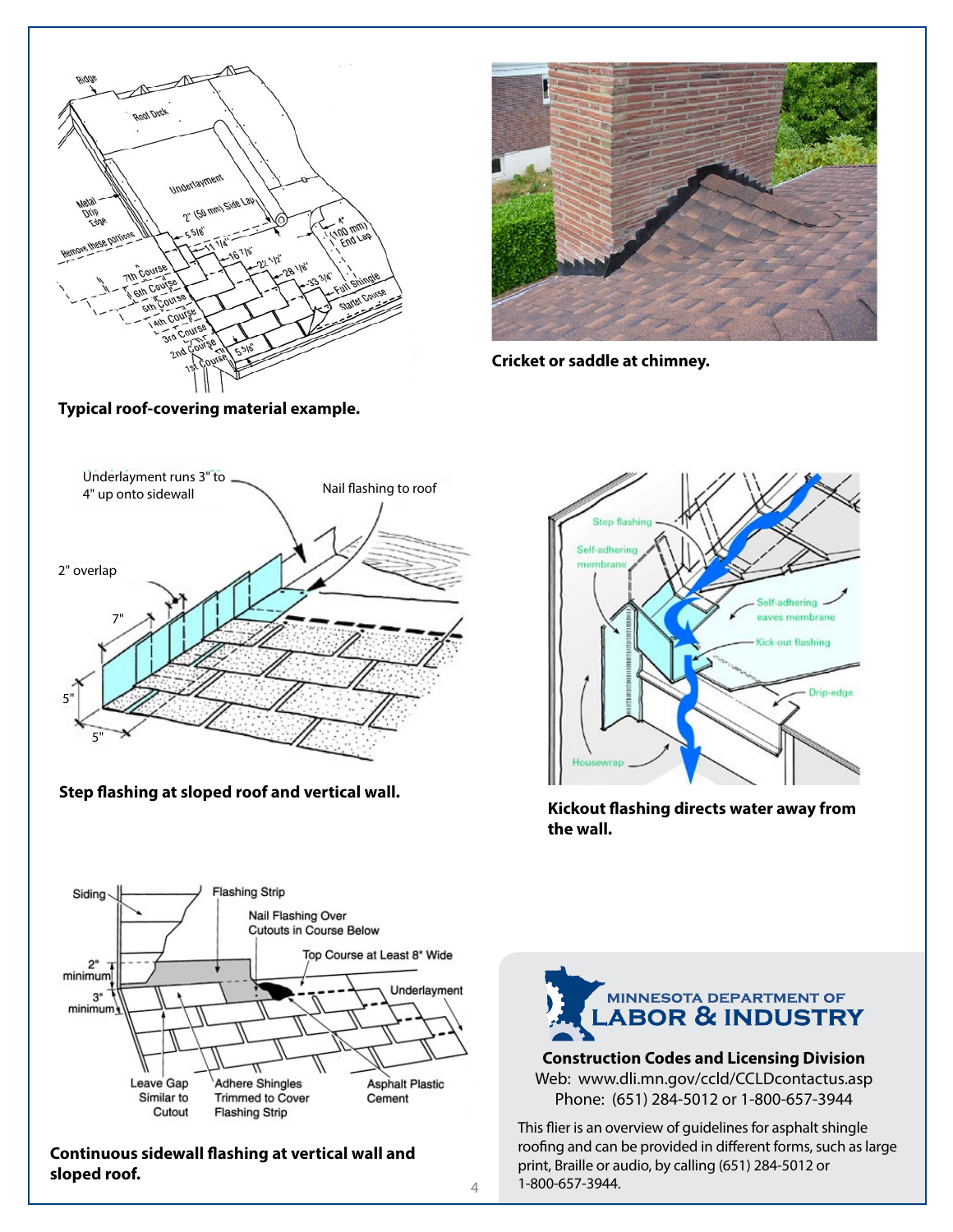Ridge

Roof Deck

Underlayment

2" (50 mm) Side Lap

Metal Drip Edge

Remove these portions

5 5/8"

11 1/4"

16 7/8"

22 1/2"

28 1/8"

33 3/4"

4" (100 mm) End Lap

Full Shingle

Starter Course

7th Course

6th Course

5th Course

4th Course

3rd Course

2nd Course

1st Course

5 5/8"

**Typical roof-covering material example.**

**Cricket or saddle at chimney.**

Underlayment runs 3" to 4" up onto sidewall

Nail flashing to roof

2" overlap

7"

5"

5"

**Step flashing at sloped roof and vertical wall.**

Step flashing

Self-adhering membrane

Self-adhering eaves membrane

Kick-out flashing

Drip-edge

Housewrap

**Kickout flashing directs water away from the wall.**

Siding

Flashing Strip

Nail Flashing Over Cutouts in Course Below

Top Course at Least 8" Wide

2" minimum

3" minimum

Underlayment

Leave Gap Similar to Cutout

Adhere Shingles Trimmed to Cover Flashing Strip

Asphalt Plastic Cement

**Continuous sidewall flashing at vertical wall and sloped roof.**

MINNESOTA DEPARTMENT OF LABOR & INDUSTRY

**Construction Codes and Licensing Division**
Web: www.dli.mn.gov/ccld/CCLDcontactus.asp
Phone: (651) 284-5012 or 1-800-657-3944

This flier is an overview of guidelines for asphalt shingle roofing and can be provided in different forms, such as large print, Braille or audio, by calling (651) 284-5012 or 1-800-657-3944.